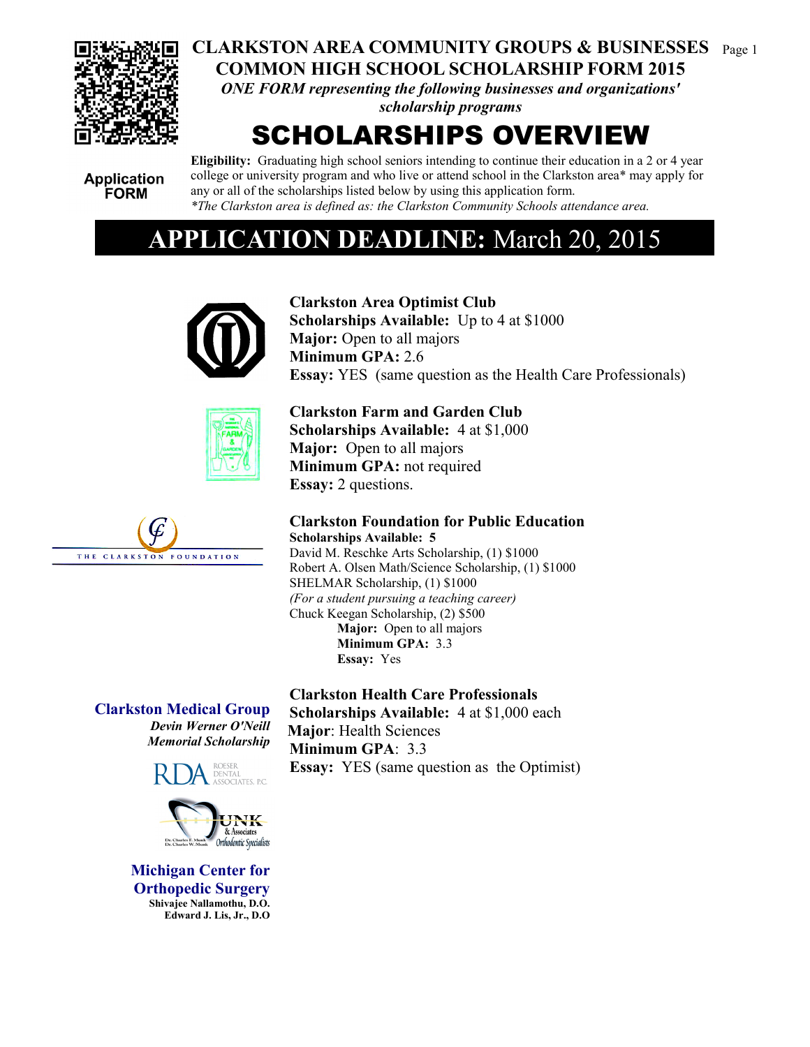# CLARKSTON AREA COMMUNITY GROUPS & BUSINESSES
## COMMON HIGH SCHOOL SCHOLARSHIP FORM 2015

*ONE FORM representing the following businesses and organizations' scholarship programs*

# SCHOLARSHIPS OVERVIEW

**Application FORM**

**Eligibility:** Graduating high school seniors intending to continue their education in a 2 or 4 year college or university program and who live or attend school in the Clarkston area* may apply for any or all of the scholarships listed below by using this application form.
*\*The Clarkston area is defined as: the Clarkston Community Schools attendance area.*

## APPLICATION DEADLINE: March 20, 2015

**Clarkston Area Optimist Club**
**Scholarships Available:** Up to 4 at $1000
**Major:** Open to all majors
**Minimum GPA:** 2.6
**Essay:** YES (same question as the Health Care Professionals)

**Clarkston Farm and Garden Club**
**Scholarships Available:** 4 at $1,000
**Major:** Open to all majors
**Minimum GPA:** not required
**Essay:** 2 questions.

THE CLARKSTON FOUNDATION

**Clarkston Foundation for Public Education**
**Scholarships Available: 5**
David M. Reschke Arts Scholarship, (1) $1000
Robert A. Olsen Math/Science Scholarship, (1) $1000
SHELMAR Scholarship, (1) $1000
*(For a student pursuing a teaching career)*
Chuck Keegan Scholarship, (2) $500
**Major:** Open to all majors
**Minimum GPA:** 3.3
**Essay:** Yes

**Clarkston Health Care Professionals**
**Scholarships Available:** 4 at $1,000 each
**Major**: Health Sciences
**Minimum GPA**: 3.3
**Essay:** YES (same question as the Optimist)

**Clarkston Medical Group**
*Devin Werner O'Neill Memorial Scholarship*

RDA ROESER DENTAL ASSOCIATES, P.C.

MUNK & Associates Orthodontic Specialists
Dr. Charles F. Munk
Dr. Charles W. Munk

**Michigan Center for Orthopedic Surgery**
Shivajee Nallamothu, D.O.
Edward J. Lis, Jr., D.O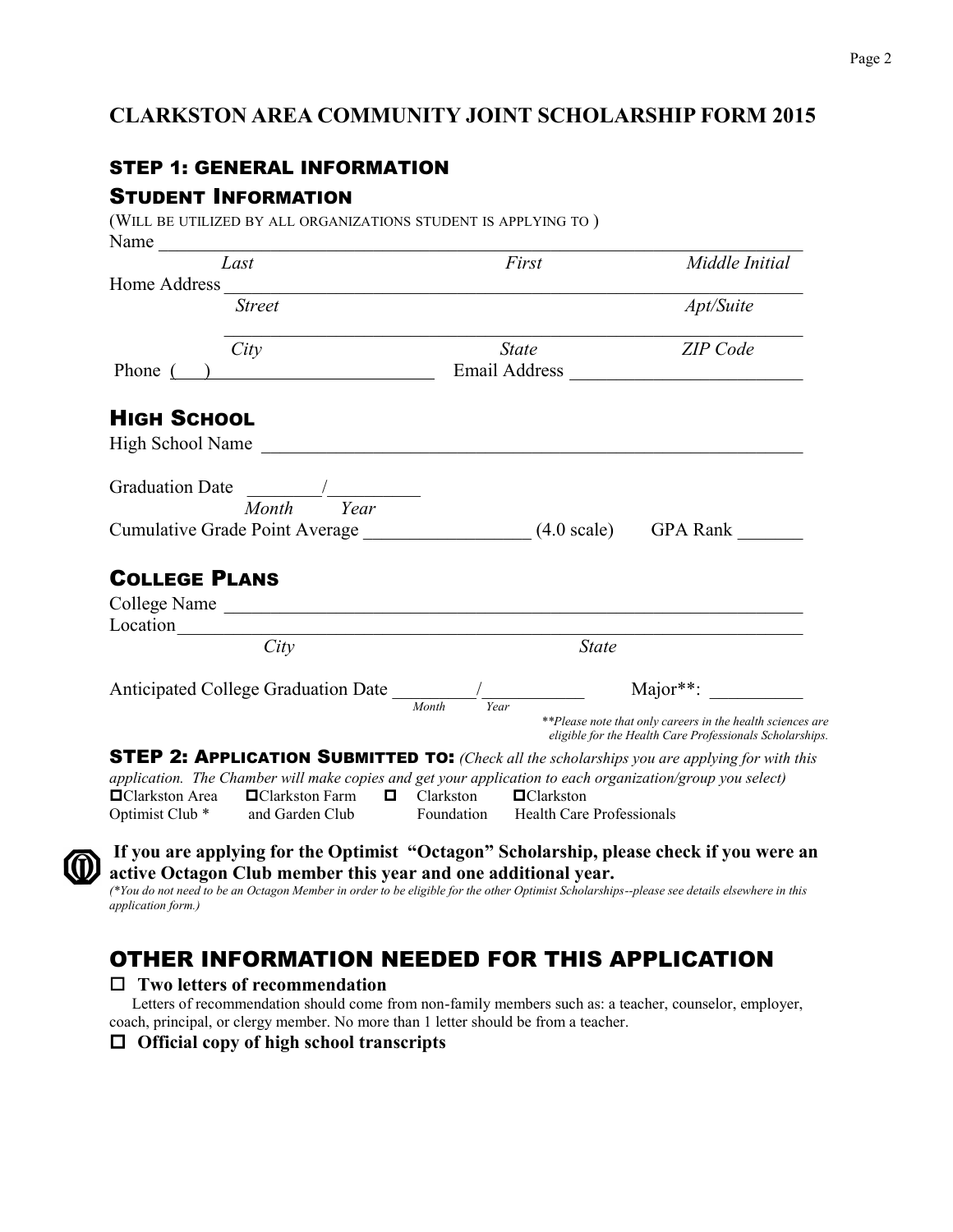# CLARKSTON AREA COMMUNITY JOINT SCHOLARSHIP FORM 2015

## STEP 1: GENERAL INFORMATION

### STUDENT INFORMATION

(WILL BE UTILIZED BY ALL ORGANIZATIONS STUDENT IS APPLYING TO )

Name ______________________________________________________________________
*Last* *First* *Middle Initial*

Home Address ________________________________________________________________
*Street* *Apt/Suite*

______________________________________________________________________
*City* *State* *ZIP Code*

Phone ( ) ________________________ Email Address ________________________

### HIGH SCHOOL

High School Name ____________________________________________________________

Graduation Date ________/__________
*Month* *Year*

Cumulative Grade Point Average _________________ (4.0 scale) GPA Rank _______

### COLLEGE PLANS

College Name ________________________________________________________________

Location____________________________________________________________________
*City* *State*

Anticipated College Graduation Date ________/__________ Major**: __________
*Month* *Year*

*\*\*Please note that only careers in the health sciences are eligible for the Health Care Professionals Scholarships.*

## STEP 2: APPLICATION SUBMITTED TO: *(Check all the scholarships you are applying for with this application. The Chamber will make copies and get your application to each organization/group you select)*

☐ Clarkston Area Optimist Club *   ☐ Clarkston Farm and Garden Club   ☐ Clarkston Foundation   ☐ Clarkston Health Care Professionals

**If you are applying for the Optimist "Octagon" Scholarship, please check if you were an active Octagon Club member this year and one additional year.**

*(*You do not need to be an Octagon Member in order to be eligible for the other Optimist Scholarships--please see details elsewhere in this application form.)*

## OTHER INFORMATION NEEDED FOR THIS APPLICATION

☐ **Two letters of recommendation**

Letters of recommendation should come from non-family members such as: a teacher, counselor, employer, coach, principal, or clergy member. No more than 1 letter should be from a teacher.

☐ **Official copy of high school transcripts**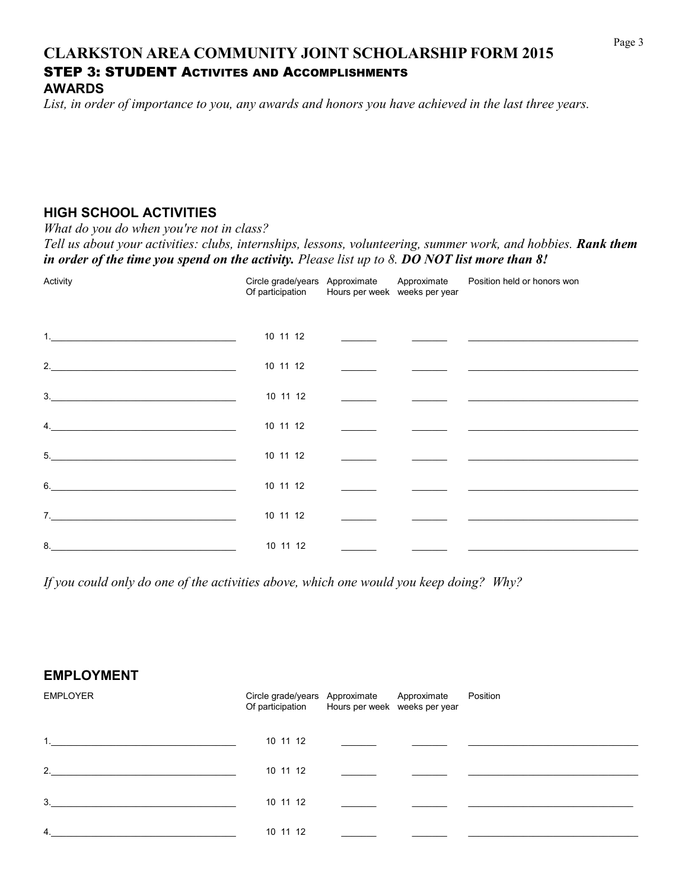# CLARKSTON AREA COMMUNITY JOINT SCHOLARSHIP FORM 2015

## STEP 3: STUDENT ACTIVITES AND ACCOMPLISHMENTS

### AWARDS

*List, in order of importance to you, any awards and honors you have achieved in the last three years.*

### HIGH SCHOOL ACTIVITIES

*What do you do when you're not in class?*

*Tell us about your activities: clubs, internships, lessons, volunteering, summer work, and hobbies.* ***Rank them in order of the time you spend on the activity.*** *Please list up to 8.* ***DO NOT list more than 8!***

| Activity | Circle grade/years Of participation | Approximate Hours per week | Approximate weeks per year | Position held or honors won |
|---|---|---|---|---|
| 1.\_\_\_\_\_\_\_\_\_\_\_\_\_\_\_\_ | 10 11 12 | \_\_\_\_\_\_ | \_\_\_\_\_\_ | \_\_\_\_\_\_\_\_\_\_\_\_\_\_\_\_ |
| 2.\_\_\_\_\_\_\_\_\_\_\_\_\_\_\_\_ | 10 11 12 | \_\_\_\_\_\_ | \_\_\_\_\_\_ | \_\_\_\_\_\_\_\_\_\_\_\_\_\_\_\_ |
| 3.\_\_\_\_\_\_\_\_\_\_\_\_\_\_\_\_ | 10 11 12 | \_\_\_\_\_\_ | \_\_\_\_\_\_ | \_\_\_\_\_\_\_\_\_\_\_\_\_\_\_\_ |
| 4.\_\_\_\_\_\_\_\_\_\_\_\_\_\_\_\_ | 10 11 12 | \_\_\_\_\_\_ | \_\_\_\_\_\_ | \_\_\_\_\_\_\_\_\_\_\_\_\_\_\_\_ |
| 5.\_\_\_\_\_\_\_\_\_\_\_\_\_\_\_\_ | 10 11 12 | \_\_\_\_\_\_ | \_\_\_\_\_\_ | \_\_\_\_\_\_\_\_\_\_\_\_\_\_\_\_ |
| 6.\_\_\_\_\_\_\_\_\_\_\_\_\_\_\_\_ | 10 11 12 | \_\_\_\_\_\_ | \_\_\_\_\_\_ | \_\_\_\_\_\_\_\_\_\_\_\_\_\_\_\_ |
| 7.\_\_\_\_\_\_\_\_\_\_\_\_\_\_\_\_ | 10 11 12 | \_\_\_\_\_\_ | \_\_\_\_\_\_ | \_\_\_\_\_\_\_\_\_\_\_\_\_\_\_\_ |
| 8.\_\_\_\_\_\_\_\_\_\_\_\_\_\_\_\_ | 10 11 12 | \_\_\_\_\_\_ | \_\_\_\_\_\_ | \_\_\_\_\_\_\_\_\_\_\_\_\_\_\_\_ |

*If you could only do one of the activities above, which one would you keep doing? Why?*

### EMPLOYMENT

| EMPLOYER | Circle grade/years Of participation | Approximate Hours per week | Approximate weeks per year | Position |
|---|---|---|---|---|
| 1.\_\_\_\_\_\_\_\_\_\_\_\_\_\_\_\_ | 10 11 12 | \_\_\_\_\_\_ | \_\_\_\_\_\_ | \_\_\_\_\_\_\_\_\_\_\_\_\_\_\_\_ |
| 2.\_\_\_\_\_\_\_\_\_\_\_\_\_\_\_\_ | 10 11 12 | \_\_\_\_\_\_ | \_\_\_\_\_\_ | \_\_\_\_\_\_\_\_\_\_\_\_\_\_\_\_ |
| 3.\_\_\_\_\_\_\_\_\_\_\_\_\_\_\_\_ | 10 11 12 | \_\_\_\_\_\_ | \_\_\_\_\_\_ | \_\_\_\_\_\_\_\_\_\_\_\_\_\_\_\_ |
| 4.\_\_\_\_\_\_\_\_\_\_\_\_\_\_\_\_ | 10 11 12 | \_\_\_\_\_\_ | \_\_\_\_\_\_ | \_\_\_\_\_\_\_\_\_\_\_\_\_\_\_\_ |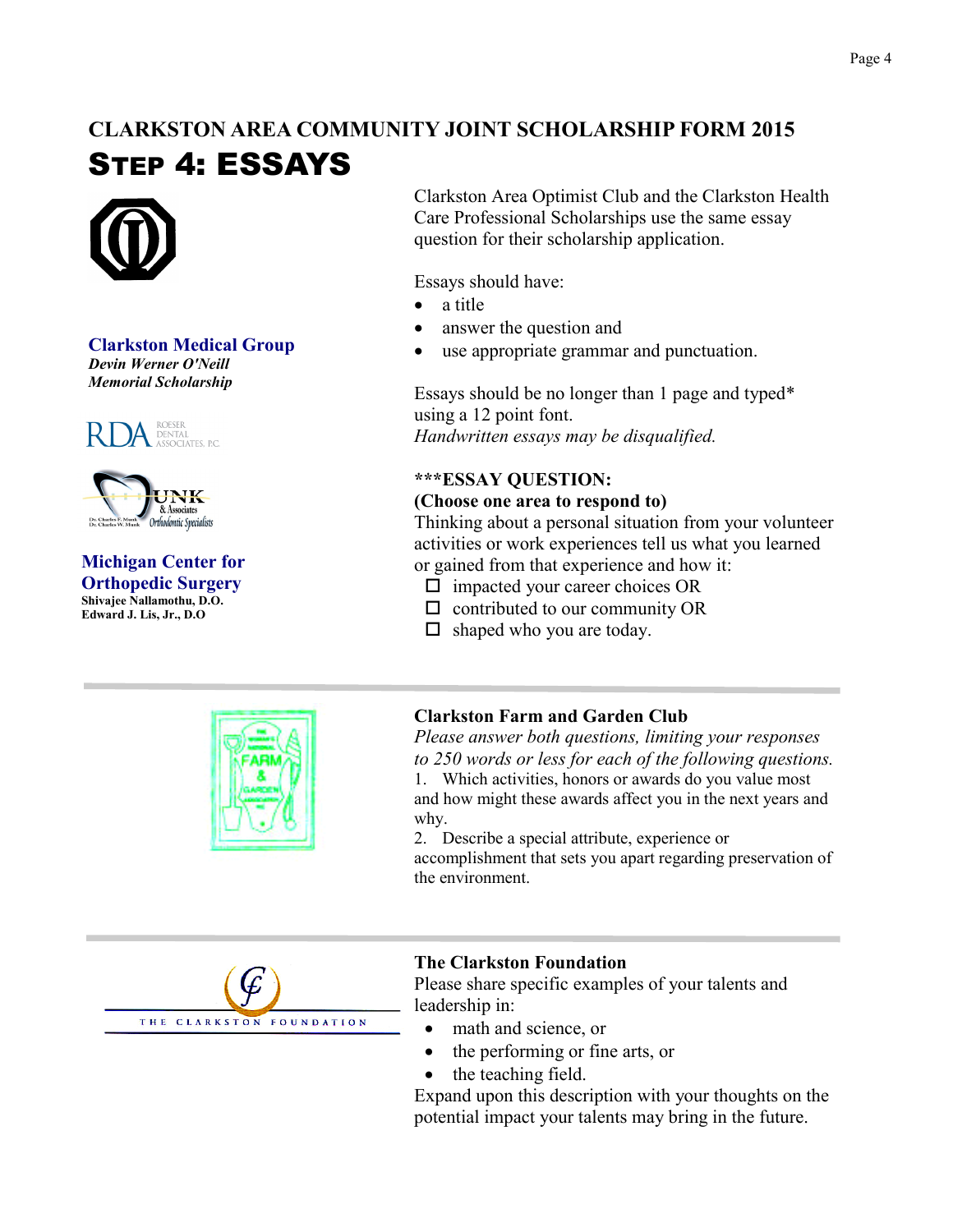# CLARKSTON AREA COMMUNITY JOINT SCHOLARSHIP FORM 2015

## STEP 4: ESSAYS

**Clarkston Medical Group**
***Devin Werner O'Neill Memorial Scholarship***

RDA ROESER DENTAL ASSOCIATES, P.C.

MUNK & Associates Orthodontic Specialists
Dr. Charles F. Munk
Dr. Charles W. Munk

**Michigan Center for Orthopedic Surgery**
**Shivajee Nallamothu, D.O.**
**Edward J. Lis, Jr., D.O**

Clarkston Area Optimist Club and the Clarkston Health Care Professional Scholarships use the same essay question for their scholarship application.

Essays should have:

- a title
- answer the question and
- use appropriate grammar and punctuation.

Essays should be no longer than 1 page and typed* using a 12 point font.
*Handwritten essays may be disqualified.*

**\*\*\*ESSAY QUESTION:**
**(Choose one area to respond to)**
Thinking about a personal situation from your volunteer activities or work experiences tell us what you learned or gained from that experience and how it:

- ☐ impacted your career choices OR
- ☐ contributed to our community OR
- ☐ shaped who you are today.

---

**Clarkston Farm and Garden Club**
*Please answer both questions, limiting your responses to 250 words or less for each of the following questions.*

1. Which activities, honors or awards do you value most and how might these awards affect you in the next years and why.
2. Describe a special attribute, experience or accomplishment that sets you apart regarding preservation of the environment.

---

THE CLARKSTON FOUNDATION

**The Clarkston Foundation**
Please share specific examples of your talents and leadership in:

- math and science, or
- the performing or fine arts, or
- the teaching field.

Expand upon this description with your thoughts on the potential impact your talents may bring in the future.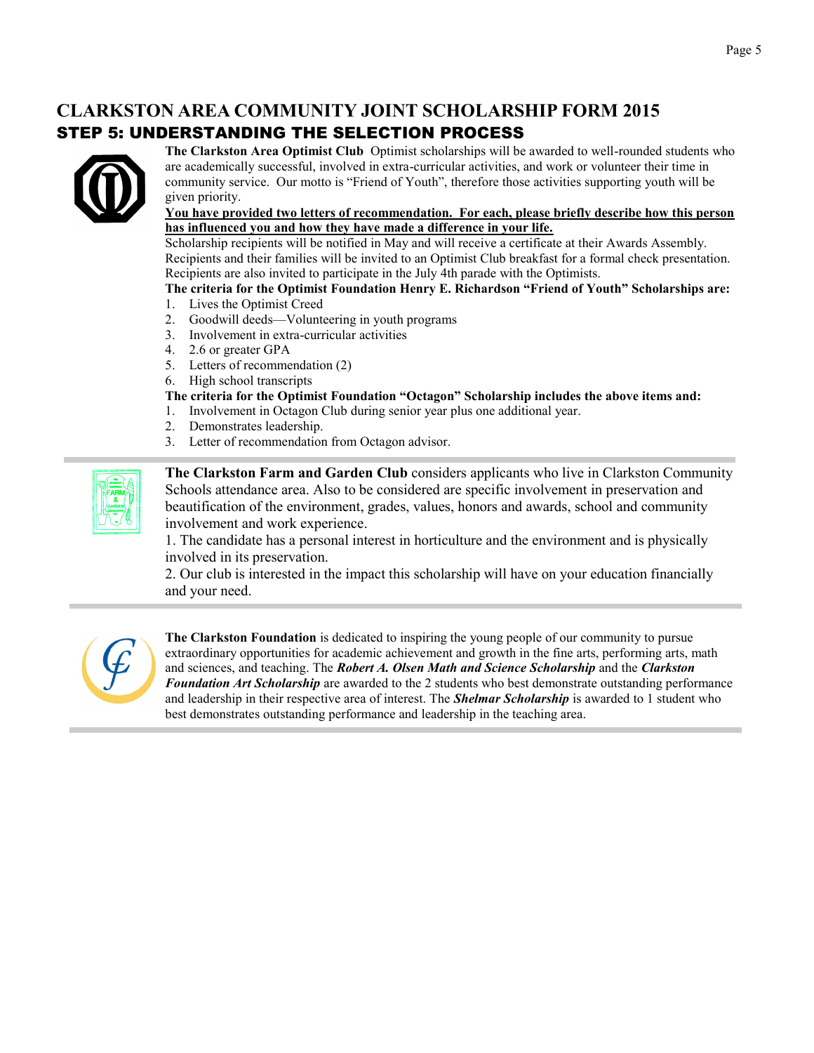# CLARKSTON AREA COMMUNITY JOINT SCHOLARSHIP FORM 2015

## STEP 5: UNDERSTANDING THE SELECTION PROCESS

**The Clarkston Area Optimist Club** Optimist scholarships will be awarded to well-rounded students who are academically successful, involved in extra-curricular activities, and work or volunteer their time in community service. Our motto is "Friend of Youth", therefore those activities supporting youth will be given priority.

**You have provided two letters of recommendation. For each, please briefly describe how this person has influenced you and how they have made a difference in your life.**

Scholarship recipients will be notified in May and will receive a certificate at their Awards Assembly. Recipients and their families will be invited to an Optimist Club breakfast for a formal check presentation. Recipients are also invited to participate in the July 4th parade with the Optimists.

**The criteria for the Optimist Foundation Henry E. Richardson "Friend of Youth" Scholarships are:**

1. Lives the Optimist Creed
2. Goodwill deeds—Volunteering in youth programs
3. Involvement in extra-curricular activities
4. 2.6 or greater GPA
5. Letters of recommendation (2)
6. High school transcripts

**The criteria for the Optimist Foundation "Octagon" Scholarship includes the above items and:**

1. Involvement in Octagon Club during senior year plus one additional year.
2. Demonstrates leadership.
3. Letter of recommendation from Octagon advisor.

---

**The Clarkston Farm and Garden Club** considers applicants who live in Clarkston Community Schools attendance area. Also to be considered are specific involvement in preservation and beautification of the environment, grades, values, honors and awards, school and community involvement and work experience.

1. The candidate has a personal interest in horticulture and the environment and is physically involved in its preservation.
2. Our club is interested in the impact this scholarship will have on your education financially and your need.

---

**The Clarkston Foundation** is dedicated to inspiring the young people of our community to pursue extraordinary opportunities for academic achievement and growth in the fine arts, performing arts, math and sciences, and teaching. The ***Robert A. Olsen Math and Science Scholarship*** and the ***Clarkston Foundation Art Scholarship*** are awarded to the 2 students who best demonstrate outstanding performance and leadership in their respective area of interest. The ***Shelmar Scholarship*** is awarded to 1 student who best demonstrates outstanding performance and leadership in the teaching area.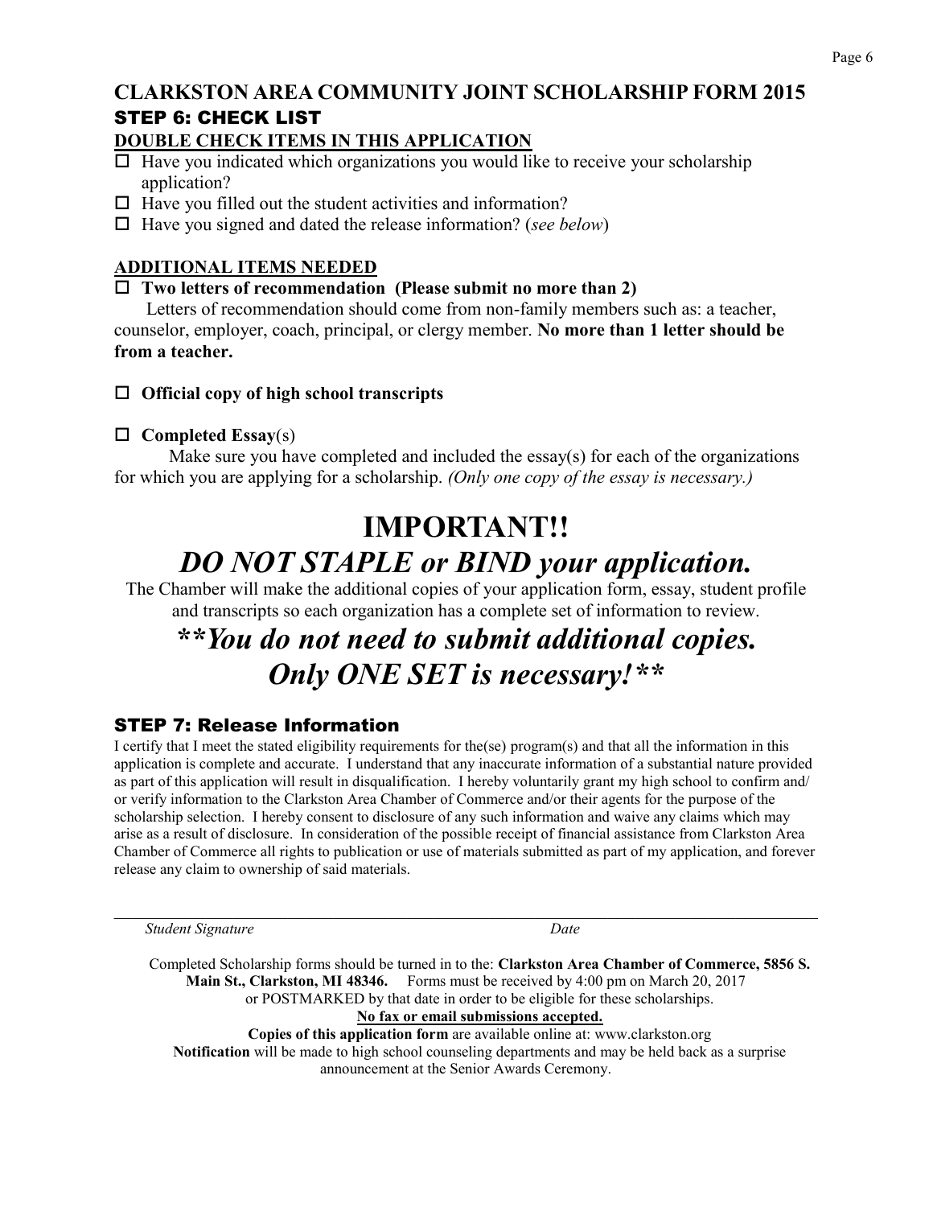# CLARKSTON AREA COMMUNITY JOINT SCHOLARSHIP FORM 2015

## STEP 6: CHECK LIST

**DOUBLE CHECK ITEMS IN THIS APPLICATION**

- ☐ Have you indicated which organizations you would like to receive your scholarship application?
- ☐ Have you filled out the student activities and information?
- ☐ Have you signed and dated the release information? (*see below*)

**ADDITIONAL ITEMS NEEDED**

☐ **Two letters of recommendation (Please submit no more than 2)**

Letters of recommendation should come from non-family members such as: a teacher, counselor, employer, coach, principal, or clergy member. **No more than 1 letter should be from a teacher.**

☐ **Official copy of high school transcripts**

☐ **Completed Essay**(s)

Make sure you have completed and included the essay(s) for each of the organizations for which you are applying for a scholarship. *(Only one copy of the essay is necessary.)*

# IMPORTANT!!

# *DO NOT STAPLE or BIND your application.*

The Chamber will make the additional copies of your application form, essay, student profile and transcripts so each organization has a complete set of information to review.

## *\*\*You do not need to submit additional copies. Only ONE SET is necessary!\*\**

## STEP 7: Release Information

I certify that I meet the stated eligibility requirements for the(se) program(s) and that all the information in this application is complete and accurate. I understand that any inaccurate information of a substantial nature provided as part of this application will result in disqualification. I hereby voluntarily grant my high school to confirm and/ or verify information to the Clarkston Area Chamber of Commerce and/or their agents for the purpose of the scholarship selection. I hereby consent to disclosure of any such information and waive any claims which may arise as a result of disclosure. In consideration of the possible receipt of financial assistance from Clarkston Area Chamber of Commerce all rights to publication or use of materials submitted as part of my application, and forever release any claim to ownership of said materials.

___________________________________________________________________________

*Student Signature* &nbsp;&nbsp;&nbsp;&nbsp;&nbsp;&nbsp;&nbsp;&nbsp;&nbsp;&nbsp;&nbsp;&nbsp;&nbsp;&nbsp;&nbsp;&nbsp;&nbsp;&nbsp;&nbsp;&nbsp; *Date*

Completed Scholarship forms should be turned in to the: **Clarkston Area Chamber of Commerce, 5856 S. Main St., Clarkston, MI 48346.** Forms must be received by 4:00 pm on March 20, 2017 or POSTMARKED by that date in order to be eligible for these scholarships.

**No fax or email submissions accepted.**

**Copies of this application form** are available online at: www.clarkston.org

**Notification** will be made to high school counseling departments and may be held back as a surprise announcement at the Senior Awards Ceremony.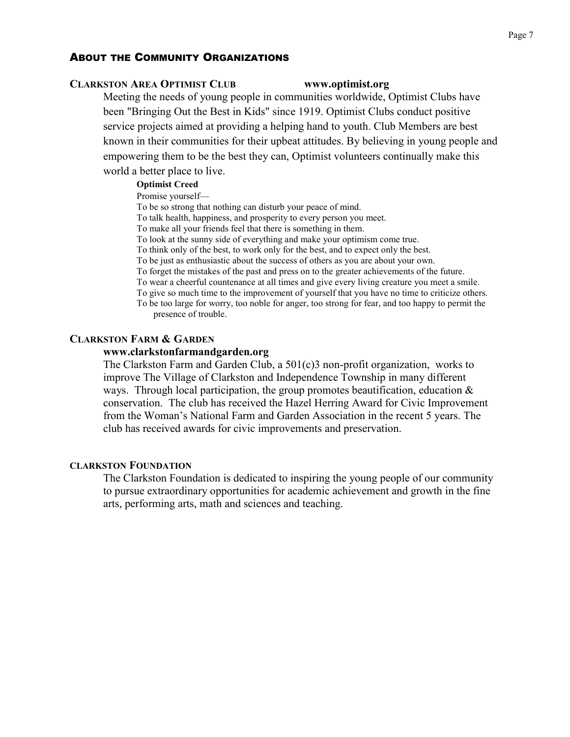## About the Community Organizations

### Clarkston Area Optimist Club www.optimist.org

Meeting the needs of young people in communities worldwide, Optimist Clubs have been "Bringing Out the Best in Kids" since 1919. Optimist Clubs conduct positive service projects aimed at providing a helping hand to youth. Club Members are best known in their communities for their upbeat attitudes. By believing in young people and empowering them to be the best they can, Optimist volunteers continually make this world a better place to live.

**Optimist Creed**

Promise yourself—
To be so strong that nothing can disturb your peace of mind.
To talk health, happiness, and prosperity to every person you meet.
To make all your friends feel that there is something in them.
To look at the sunny side of everything and make your optimism come true.
To think only of the best, to work only for the best, and to expect only the best.
To be just as enthusiastic about the success of others as you are about your own.
To forget the mistakes of the past and press on to the greater achievements of the future.
To wear a cheerful countenance at all times and give every living creature you meet a smile.
To give so much time to the improvement of yourself that you have no time to criticize others.
To be too large for worry, too noble for anger, too strong for fear, and too happy to permit the presence of trouble.

### Clarkston Farm & Garden

**www.clarkstonfarmandgarden.org**

The Clarkston Farm and Garden Club, a 501(c)3 non-profit organization, works to improve The Village of Clarkston and Independence Township in many different ways. Through local participation, the group promotes beautification, education & conservation. The club has received the Hazel Herring Award for Civic Improvement from the Woman's National Farm and Garden Association in the recent 5 years. The club has received awards for civic improvements and preservation.

### Clarkston Foundation

The Clarkston Foundation is dedicated to inspiring the young people of our community to pursue extraordinary opportunities for academic achievement and growth in the fine arts, performing arts, math and sciences and teaching.